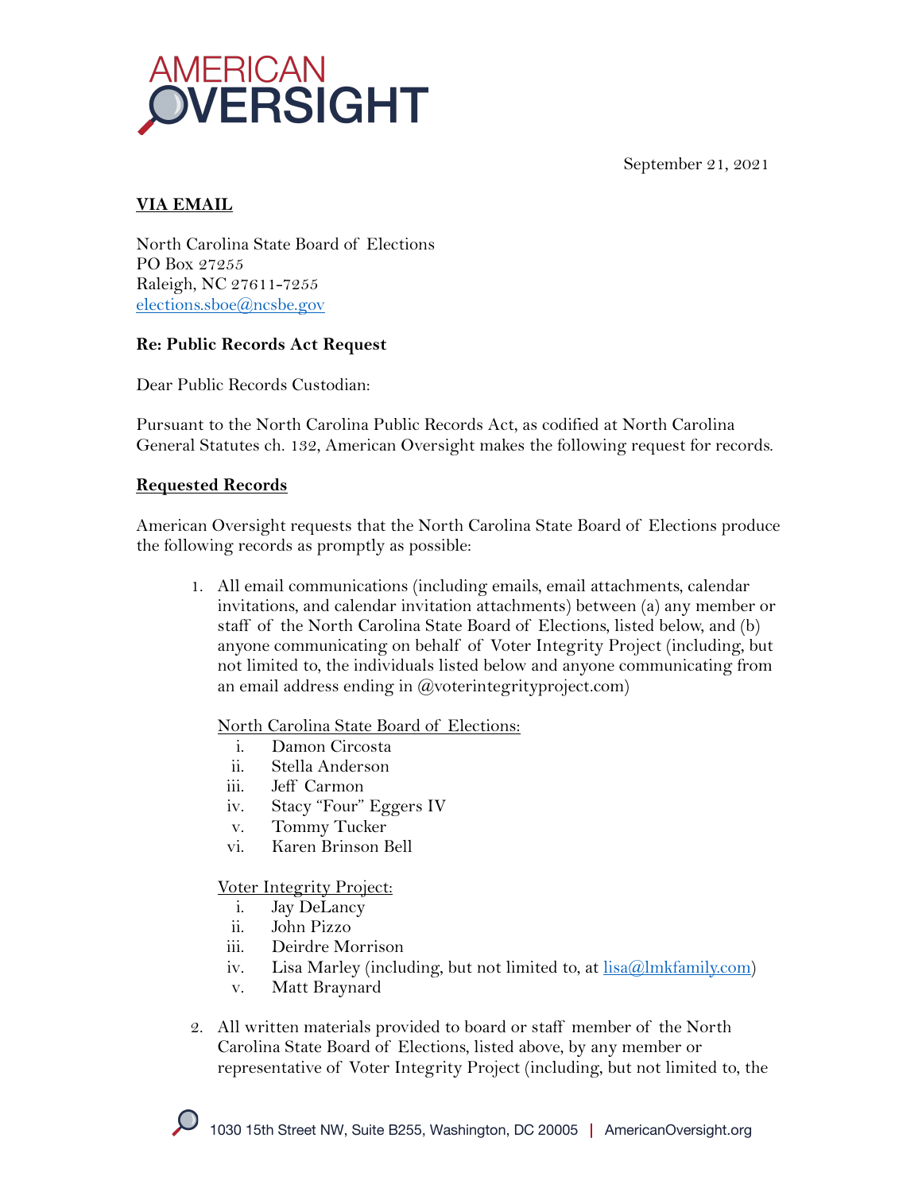AMERICAN OVERSIGHT

September 21, 2021

**VIA EMAIL**

North Carolina State Board of Elections
PO Box 27255
Raleigh, NC 27611-7255
elections.sboe@ncsbe.gov

**Re: Public Records Act Request**

Dear Public Records Custodian:

Pursuant to the North Carolina Public Records Act, as codified at North Carolina General Statutes ch. 132, American Oversight makes the following request for records.

**Requested Records**

American Oversight requests that the North Carolina State Board of Elections produce the following records as promptly as possible:

1. All email communications (including emails, email attachments, calendar invitations, and calendar invitation attachments) between (a) any member or staff of the North Carolina State Board of Elections, listed below, and (b) anyone communicating on behalf of Voter Integrity Project (including, but not limited to, the individuals listed below and anyone communicating from an email address ending in @voterintegrityproject.com)

   North Carolina State Board of Elections:
   i. Damon Circosta
   ii. Stella Anderson
   iii. Jeff Carmon
   iv. Stacy "Four" Eggers IV
   v. Tommy Tucker
   vi. Karen Brinson Bell

   Voter Integrity Project:
   i. Jay DeLancy
   ii. John Pizzo
   iii. Deirdre Morrison
   iv. Lisa Marley (including, but not limited to, at lisa@lmkfamily.com)
   v. Matt Braynard

2. All written materials provided to board or staff member of the North Carolina State Board of Elections, listed above, by any member or representative of Voter Integrity Project (including, but not limited to, the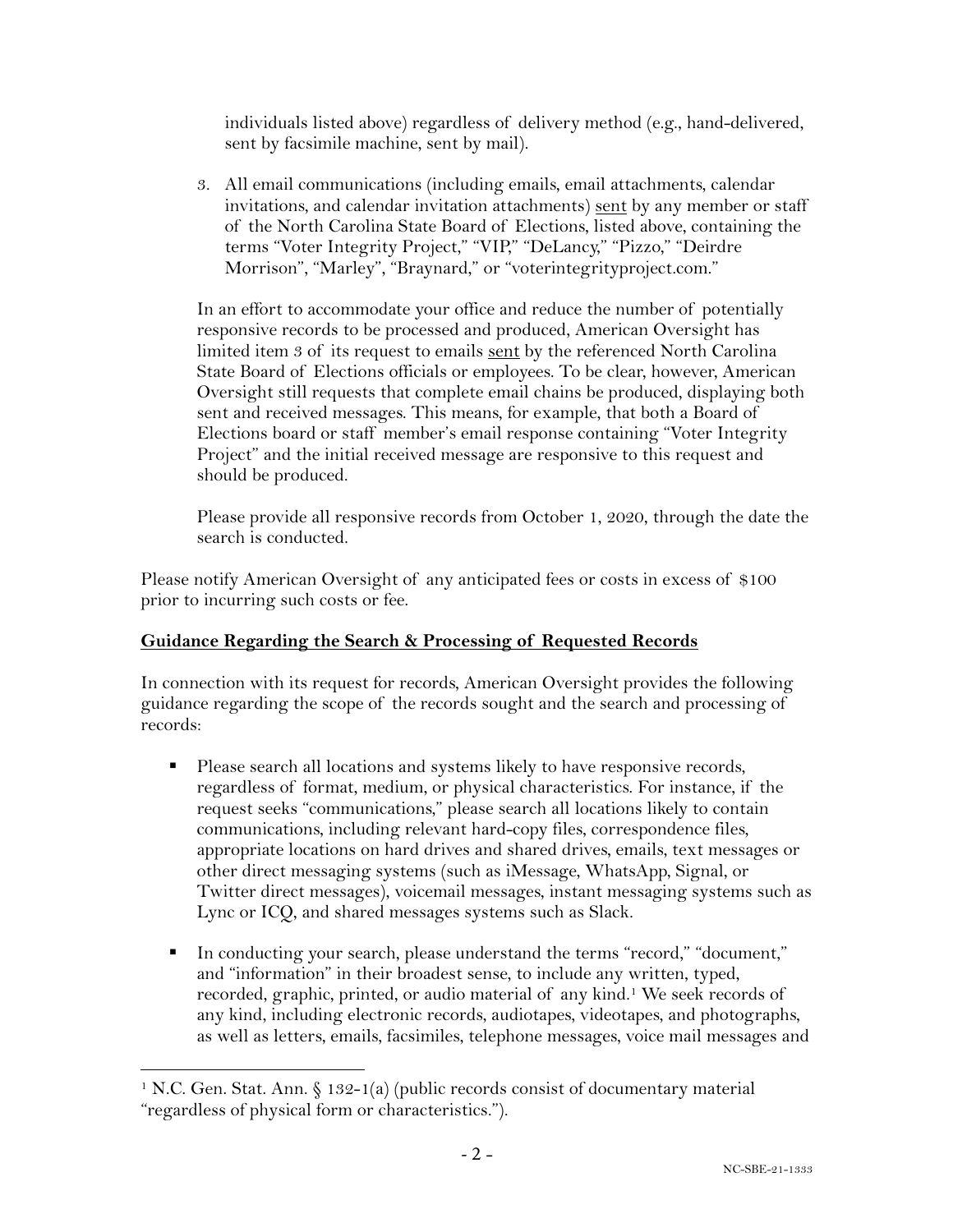individuals listed above) regardless of delivery method (e.g., hand-delivered, sent by facsimile machine, sent by mail).

3. All email communications (including emails, email attachments, calendar invitations, and calendar invitation attachments) sent by any member or staff of the North Carolina State Board of Elections, listed above, containing the terms "Voter Integrity Project," "VIP," "DeLancy," "Pizzo," "Deirdre Morrison", "Marley", "Braynard," or "voterintegrityproject.com."

In an effort to accommodate your office and reduce the number of potentially responsive records to be processed and produced, American Oversight has limited item 3 of its request to emails sent by the referenced North Carolina State Board of Elections officials or employees. To be clear, however, American Oversight still requests that complete email chains be produced, displaying both sent and received messages. This means, for example, that both a Board of Elections board or staff member's email response containing "Voter Integrity Project" and the initial received message are responsive to this request and should be produced.

Please provide all responsive records from October 1, 2020, through the date the search is conducted.

Please notify American Oversight of any anticipated fees or costs in excess of $100 prior to incurring such costs or fee.

**Guidance Regarding the Search & Processing of Requested Records**

In connection with its request for records, American Oversight provides the following guidance regarding the scope of the records sought and the search and processing of records:

- Please search all locations and systems likely to have responsive records, regardless of format, medium, or physical characteristics. For instance, if the request seeks "communications," please search all locations likely to contain communications, including relevant hard-copy files, correspondence files, appropriate locations on hard drives and shared drives, emails, text messages or other direct messaging systems (such as iMessage, WhatsApp, Signal, or Twitter direct messages), voicemail messages, instant messaging systems such as Lync or ICQ, and shared messages systems such as Slack.

- In conducting your search, please understand the terms "record," "document," and "information" in their broadest sense, to include any written, typed, recorded, graphic, printed, or audio material of any kind.[1] We seek records of any kind, including electronic records, audiotapes, videotapes, and photographs, as well as letters, emails, facsimiles, telephone messages, voice mail messages and

[1] N.C. Gen. Stat. Ann. § 132-1(a) (public records consist of documentary material "regardless of physical form or characteristics.").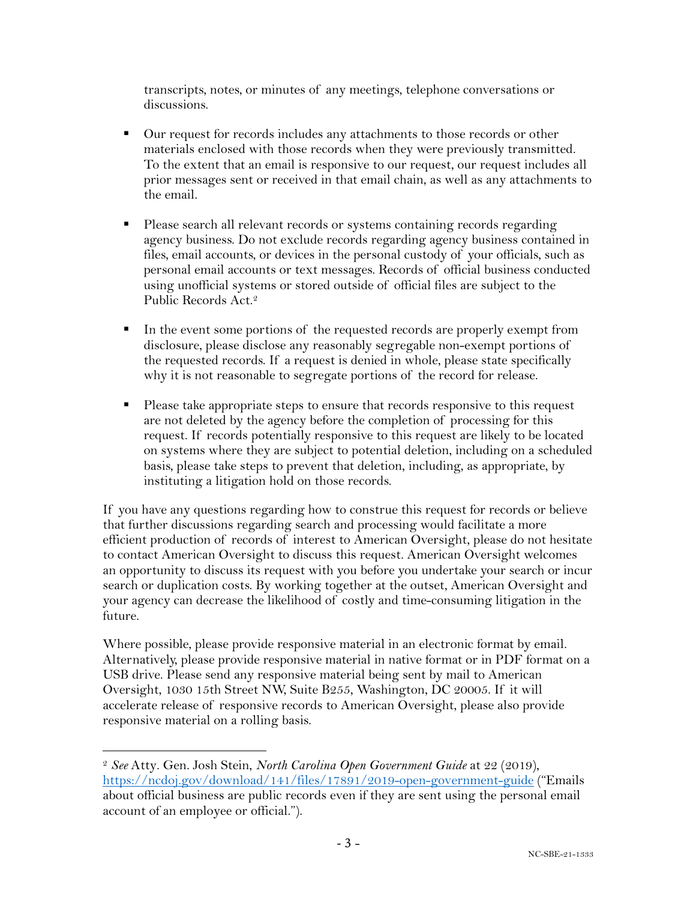transcripts, notes, or minutes of any meetings, telephone conversations or discussions.

- Our request for records includes any attachments to those records or other materials enclosed with those records when they were previously transmitted. To the extent that an email is responsive to our request, our request includes all prior messages sent or received in that email chain, as well as any attachments to the email.

- Please search all relevant records or systems containing records regarding agency business. Do not exclude records regarding agency business contained in files, email accounts, or devices in the personal custody of your officials, such as personal email accounts or text messages. Records of official business conducted using unofficial systems or stored outside of official files are subject to the Public Records Act.[2]

- In the event some portions of the requested records are properly exempt from disclosure, please disclose any reasonably segregable non-exempt portions of the requested records. If a request is denied in whole, please state specifically why it is not reasonable to segregate portions of the record for release.

- Please take appropriate steps to ensure that records responsive to this request are not deleted by the agency before the completion of processing for this request. If records potentially responsive to this request are likely to be located on systems where they are subject to potential deletion, including on a scheduled basis, please take steps to prevent that deletion, including, as appropriate, by instituting a litigation hold on those records.

If you have any questions regarding how to construe this request for records or believe that further discussions regarding search and processing would facilitate a more efficient production of records of interest to American Oversight, please do not hesitate to contact American Oversight to discuss this request. American Oversight welcomes an opportunity to discuss its request with you before you undertake your search or incur search or duplication costs. By working together at the outset, American Oversight and your agency can decrease the likelihood of costly and time-consuming litigation in the future.

Where possible, please provide responsive material in an electronic format by email. Alternatively, please provide responsive material in native format or in PDF format on a USB drive. Please send any responsive material being sent by mail to American Oversight, 1030 15th Street NW, Suite B255, Washington, DC 20005. If it will accelerate release of responsive records to American Oversight, please also provide responsive material on a rolling basis.

---

[2] *See* Atty. Gen. Josh Stein, *North Carolina Open Government Guide* at 22 (2019), https://ncdoj.gov/download/141/files/17891/2019-open-government-guide ("Emails about official business are public records even if they are sent using the personal email account of an employee or official.").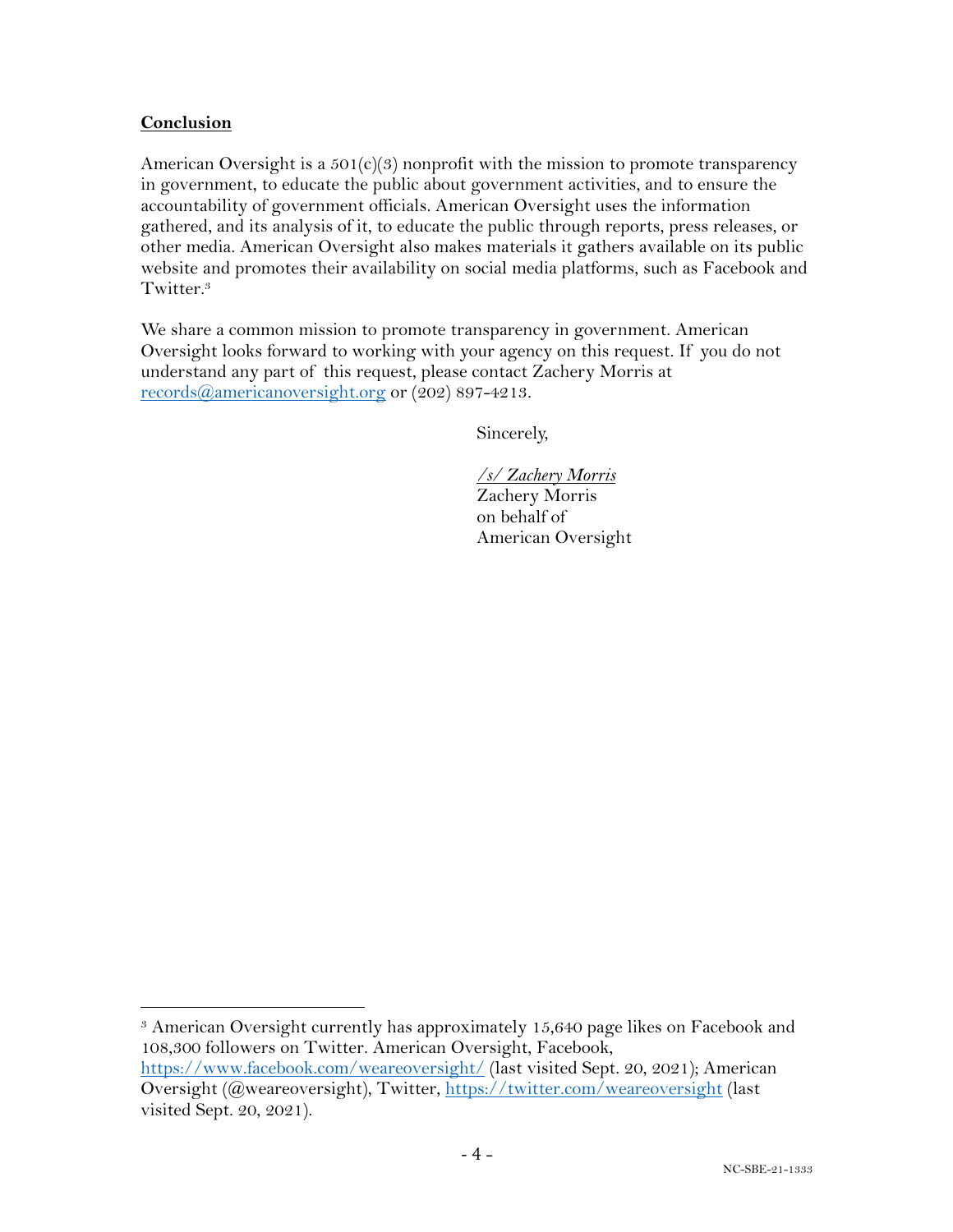**Conclusion**

American Oversight is a 501(c)(3) nonprofit with the mission to promote transparency in government, to educate the public about government activities, and to ensure the accountability of government officials. American Oversight uses the information gathered, and its analysis of it, to educate the public through reports, press releases, or other media. American Oversight also makes materials it gathers available on its public website and promotes their availability on social media platforms, such as Facebook and Twitter.[3]

We share a common mission to promote transparency in government. American Oversight looks forward to working with your agency on this request. If you do not understand any part of this request, please contact Zachery Morris at records@americanoversight.org or (202) 897-4213.

Sincerely,

*/s/ Zachery Morris*
Zachery Morris
on behalf of
American Oversight

---

[3] American Oversight currently has approximately 15,640 page likes on Facebook and 108,300 followers on Twitter. American Oversight, Facebook, https://www.facebook.com/weareoversight/ (last visited Sept. 20, 2021); American Oversight (@weareoversight), Twitter, https://twitter.com/weareoversight (last visited Sept. 20, 2021).

NC-SBE-21-1333